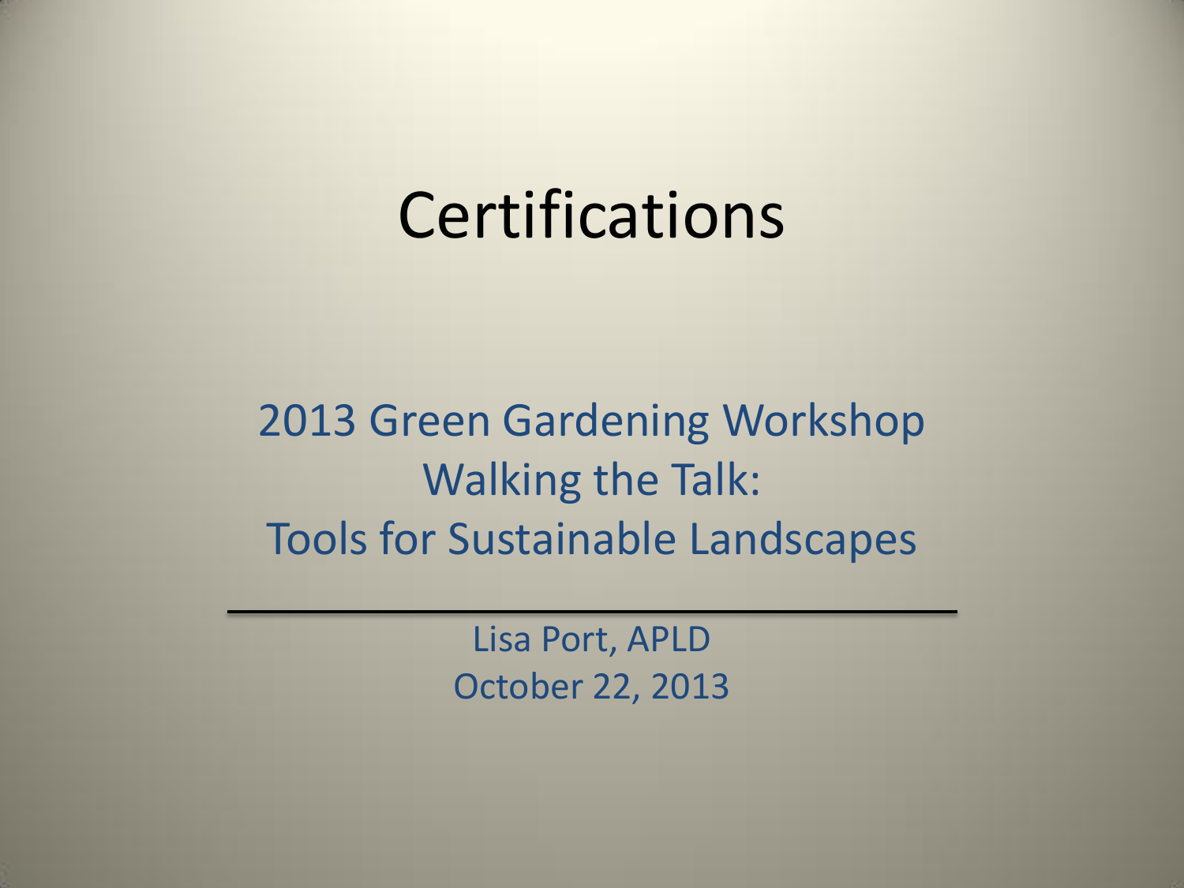# Certifications

2013 Green Gardening Workshop
Walking the Talk:
Tools for Sustainable Landscapes

---

Lisa Port, APLD
October 22, 2013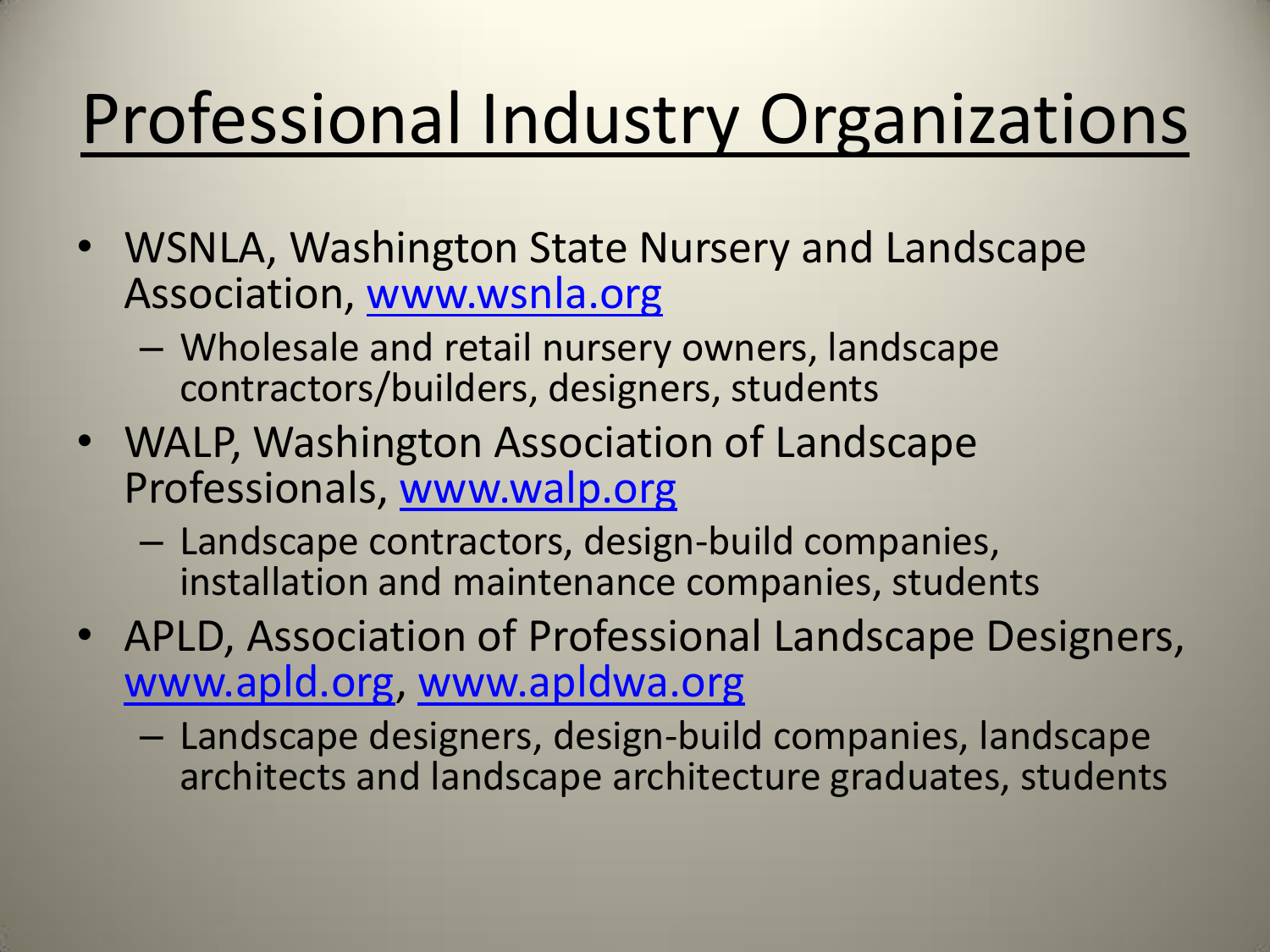# Professional Industry Organizations

- WSNLA, Washington State Nursery and Landscape Association, www.wsnla.org
  - Wholesale and retail nursery owners, landscape contractors/builders, designers, students
- WALP, Washington Association of Landscape Professionals, www.walp.org
  - Landscape contractors, design-build companies, installation and maintenance companies, students
- APLD, Association of Professional Landscape Designers, www.apld.org, www.apldwa.org
  - Landscape designers, design-build companies, landscape architects and landscape architecture graduates, students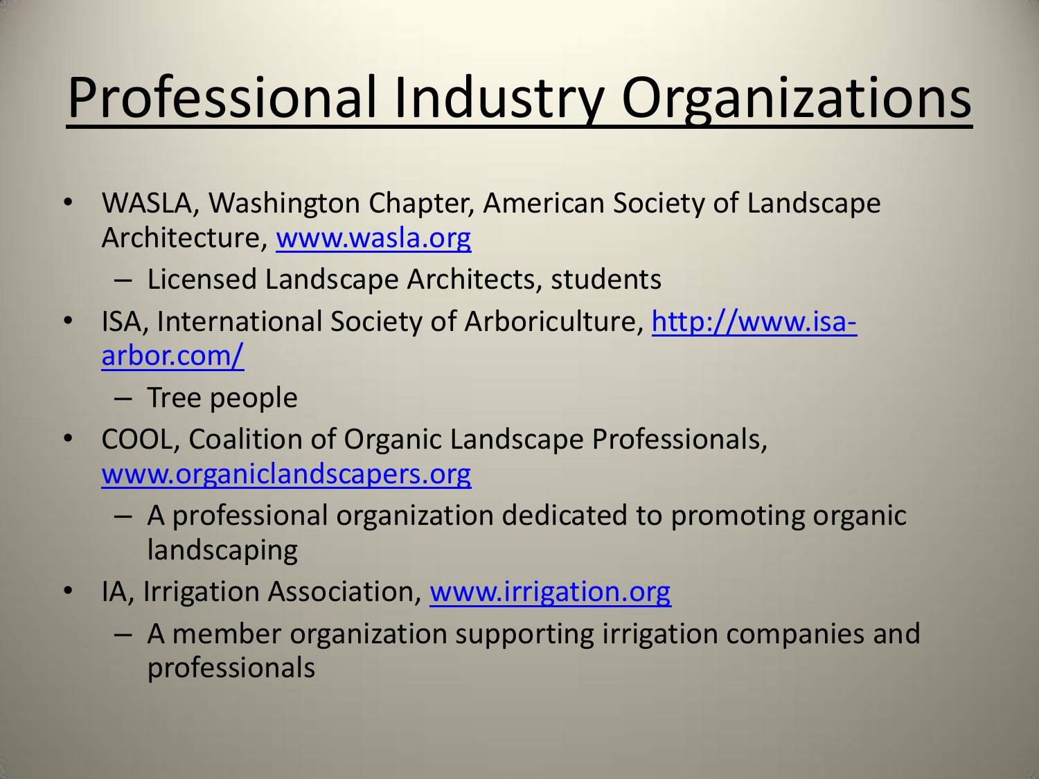# Professional Industry Organizations

- WASLA, Washington Chapter, American Society of Landscape Architecture, [www.wasla.org](http://www.wasla.org)
  - Licensed Landscape Architects, students
- ISA, International Society of Arboriculture, [http://www.isa-arbor.com/](http://www.isa-arbor.com/)
  - Tree people
- COOL, Coalition of Organic Landscape Professionals, [www.organiclandscapers.org](http://www.organiclandscapers.org)
  - A professional organization dedicated to promoting organic landscaping
- IA, Irrigation Association, [www.irrigation.org](http://www.irrigation.org)
  - A member organization supporting irrigation companies and professionals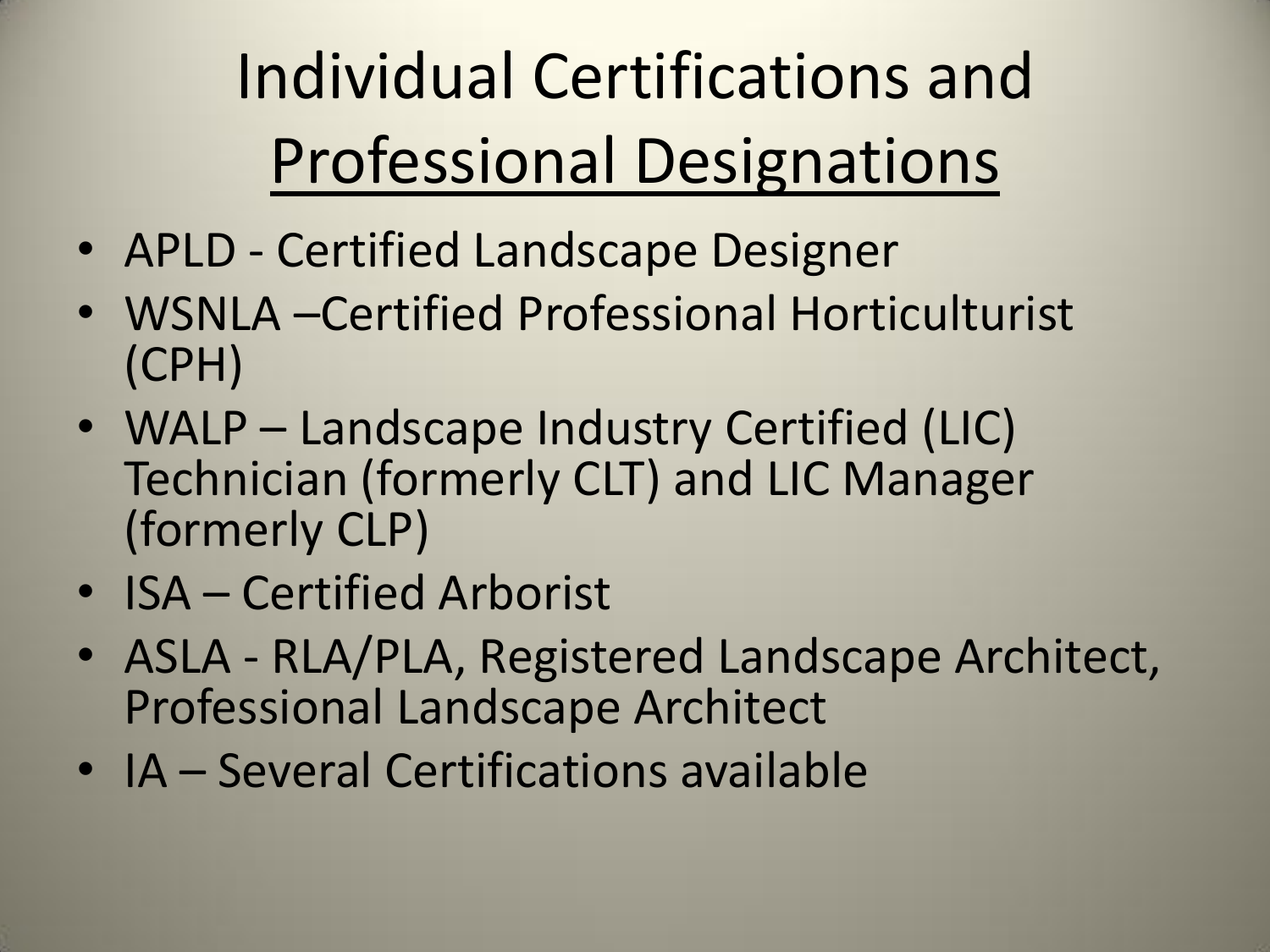# Individual Certifications and Professional Designations

- APLD - Certified Landscape Designer
- WSNLA –Certified Professional Horticulturist (CPH)
- WALP – Landscape Industry Certified (LIC) Technician (formerly CLT) and LIC Manager (formerly CLP)
- ISA – Certified Arborist
- ASLA - RLA/PLA, Registered Landscape Architect, Professional Landscape Architect
- IA – Several Certifications available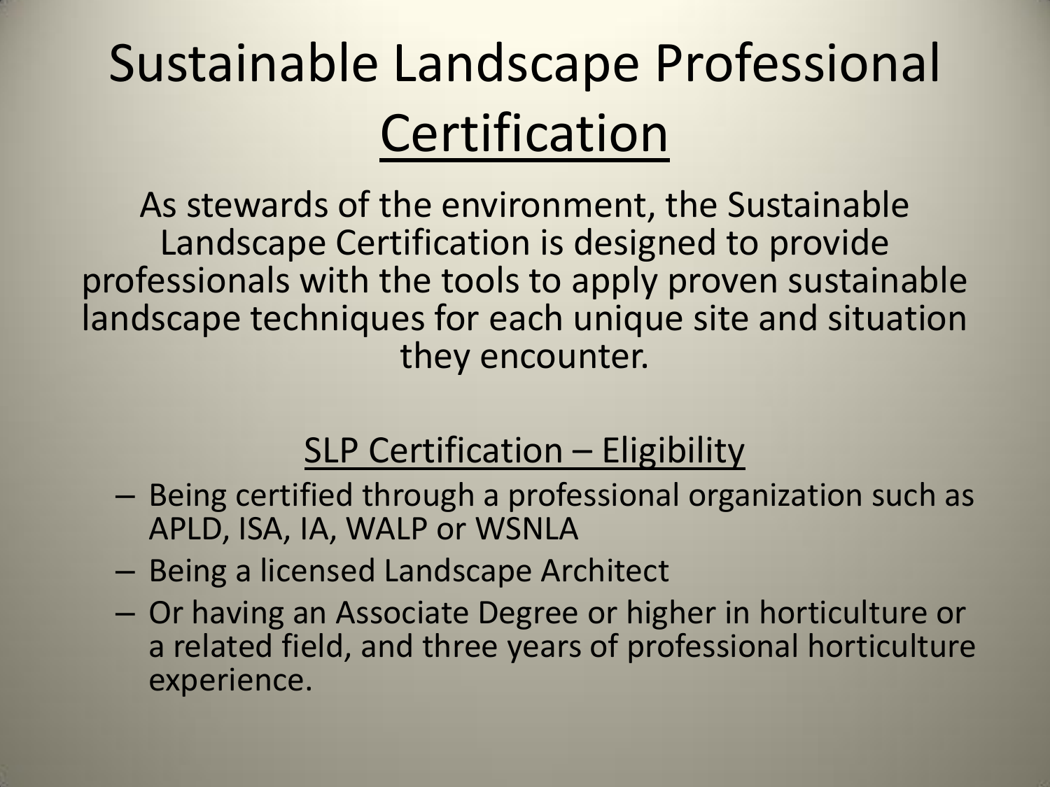# Sustainable Landscape Professional Certification

As stewards of the environment, the Sustainable Landscape Certification is designed to provide professionals with the tools to apply proven sustainable landscape techniques for each unique site and situation they encounter.

## SLP Certification – Eligibility

- Being certified through a professional organization such as APLD, ISA, IA, WALP or WSNLA
- Being a licensed Landscape Architect
- Or having an Associate Degree or higher in horticulture or a related field, and three years of professional horticulture experience.